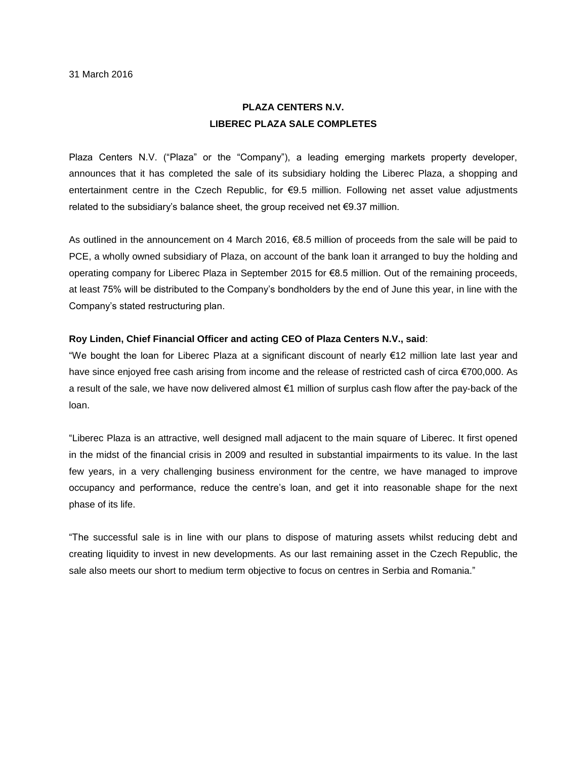31 March 2016

# PLAZA CENTERS N.V.
## LIBEREC PLAZA SALE COMPLETES

Plaza Centers N.V. ("Plaza" or the "Company"), a leading emerging markets property developer, announces that it has completed the sale of its subsidiary holding the Liberec Plaza, a shopping and entertainment centre in the Czech Republic, for €9.5 million. Following net asset value adjustments related to the subsidiary's balance sheet, the group received net €9.37 million.

As outlined in the announcement on 4 March 2016, €8.5 million of proceeds from the sale will be paid to PCE, a wholly owned subsidiary of Plaza, on account of the bank loan it arranged to buy the holding and operating company for Liberec Plaza in September 2015 for €8.5 million. Out of the remaining proceeds, at least 75% will be distributed to the Company's bondholders by the end of June this year, in line with the Company's stated restructuring plan.

**Roy Linden, Chief Financial Officer and acting CEO of Plaza Centers N.V., said**:

"We bought the loan for Liberec Plaza at a significant discount of nearly €12 million late last year and have since enjoyed free cash arising from income and the release of restricted cash of circa €700,000. As a result of the sale, we have now delivered almost €1 million of surplus cash flow after the pay-back of the loan.

"Liberec Plaza is an attractive, well designed mall adjacent to the main square of Liberec. It first opened in the midst of the financial crisis in 2009 and resulted in substantial impairments to its value. In the last few years, in a very challenging business environment for the centre, we have managed to improve occupancy and performance, reduce the centre's loan, and get it into reasonable shape for the next phase of its life.

"The successful sale is in line with our plans to dispose of maturing assets whilst reducing debt and creating liquidity to invest in new developments. As our last remaining asset in the Czech Republic, the sale also meets our short to medium term objective to focus on centres in Serbia and Romania."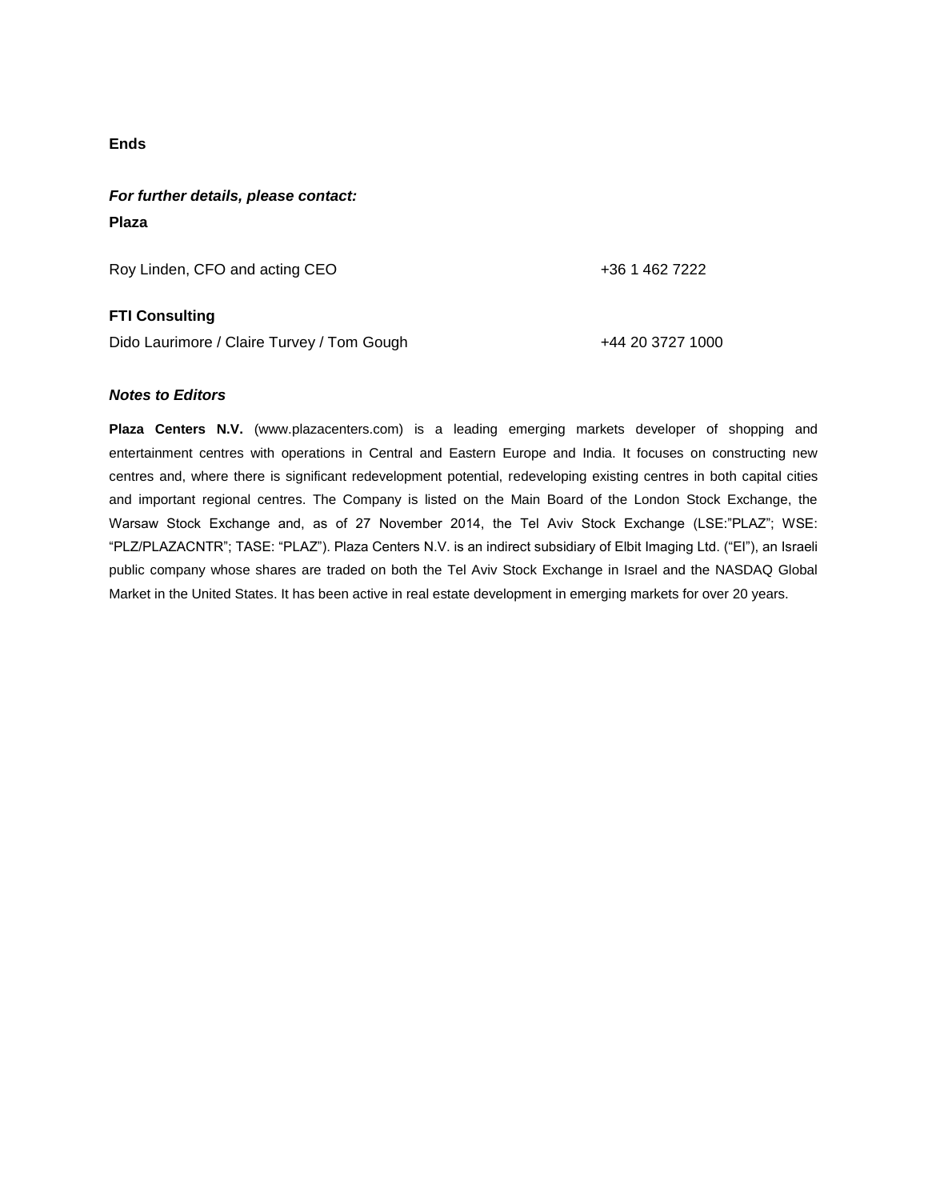**Ends**

***For further details, please contact:***

**Plaza**

| | |
|---|---|
| Roy Linden, CFO and acting CEO | +36 1 462 7222 |

**FTI Consulting**

| | |
|---|---|
| Dido Laurimore / Claire Turvey / Tom Gough | +44 20 3727 1000 |

***Notes to Editors***

**Plaza Centers N.V.** (www.plazacenters.com) is a leading emerging markets developer of shopping and entertainment centres with operations in Central and Eastern Europe and India. It focuses on constructing new centres and, where there is significant redevelopment potential, redeveloping existing centres in both capital cities and important regional centres. The Company is listed on the Main Board of the London Stock Exchange, the Warsaw Stock Exchange and, as of 27 November 2014, the Tel Aviv Stock Exchange (LSE:"PLAZ"; WSE: "PLZ/PLAZACNTR"; TASE: "PLAZ"). Plaza Centers N.V. is an indirect subsidiary of Elbit Imaging Ltd. ("EI"), an Israeli public company whose shares are traded on both the Tel Aviv Stock Exchange in Israel and the NASDAQ Global Market in the United States. It has been active in real estate development in emerging markets for over 20 years.